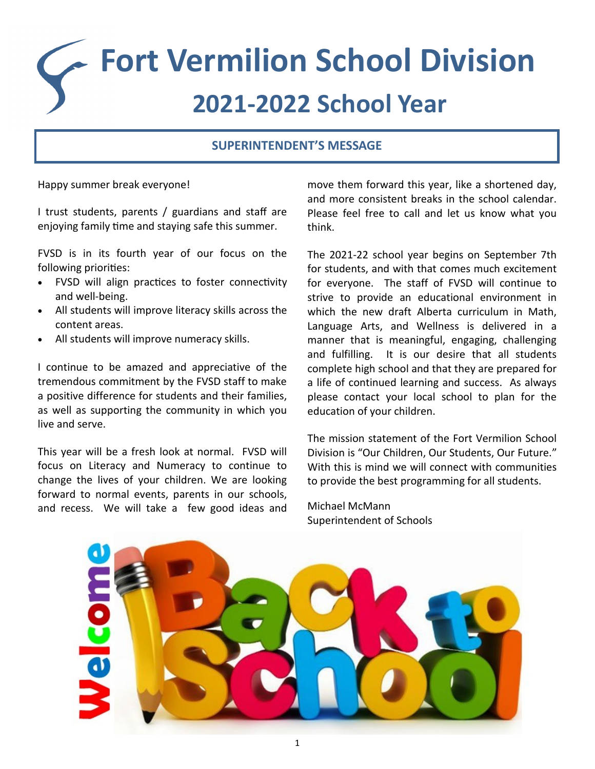# Fort Vermilion School Division

## 2021-2022 School Year

### SUPERINTENDENT'S MESSAGE

Happy summer break everyone!

I trust students, parents / guardians and staff are enjoying family time and staying safe this summer.

FVSD is in its fourth year of our focus on the following priorities:

- FVSD will align practices to foster connectivity and well-being.
- All students will improve literacy skills across the content areas.
- All students will improve numeracy skills.

I continue to be amazed and appreciative of the tremendous commitment by the FVSD staff to make a positive difference for students and their families, as well as supporting the community in which you live and serve.

This year will be a fresh look at normal. FVSD will focus on Literacy and Numeracy to continue to change the lives of your children. We are looking forward to normal events, parents in our schools, and recess. We will take a few good ideas and move them forward this year, like a shortened day, and more consistent breaks in the school calendar. Please feel free to call and let us know what you think.

The 2021-22 school year begins on September 7th for students, and with that comes much excitement for everyone. The staff of FVSD will continue to strive to provide an educational environment in which the new draft Alberta curriculum in Math, Language Arts, and Wellness is delivered in a manner that is meaningful, engaging, challenging and fulfilling. It is our desire that all students complete high school and that they are prepared for a life of continued learning and success. As always please contact your local school to plan for the education of your children.

The mission statement of the Fort Vermilion School Division is "Our Children, Our Students, Our Future." With this is mind we will connect with communities to provide the best programming for all students.

Michael McMann
Superintendent of Schools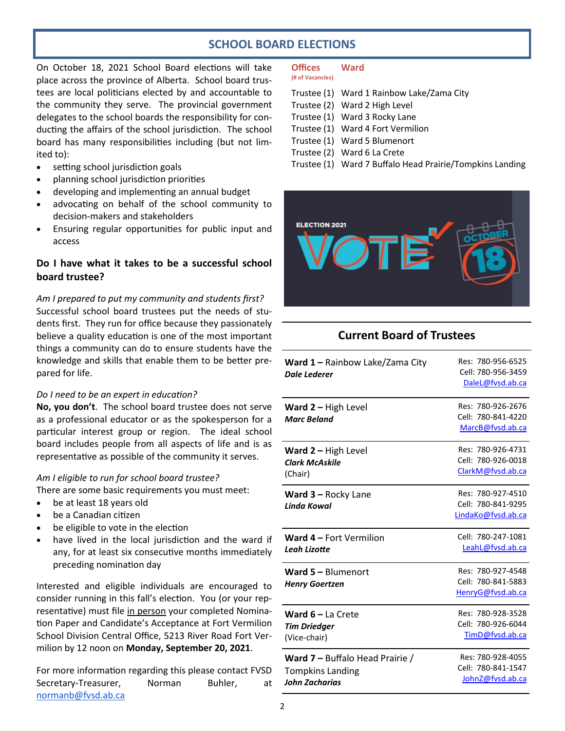## SCHOOL BOARD ELECTIONS

On October 18, 2021 School Board elections will take place across the province of Alberta. School board trustees are local politicians elected by and accountable to the community they serve. The provincial government delegates to the school boards the responsibility for conducting the affairs of the school jurisdiction. The school board has many responsibilities including (but not limited to):

- setting school jurisdiction goals
- planning school jurisdiction priorities
- developing and implementing an annual budget
- advocating on behalf of the school community to decision-makers and stakeholders
- Ensuring regular opportunities for public input and access

### Do I have what it takes to be a successful school board trustee?

*Am I prepared to put my community and students first?*
Successful school board trustees put the needs of students first. They run for office because they passionately believe a quality education is one of the most important things a community can do to ensure students have the knowledge and skills that enable them to be better prepared for life.

*Do I need to be an expert in education?*
**No, you don't**. The school board trustee does not serve as a professional educator or as the spokesperson for a particular interest group or region. The ideal school board includes people from all aspects of life and is as representative as possible of the community it serves.

*Am I eligible to run for school board trustee?*
There are some basic requirements you must meet:

- be at least 18 years old
- be a Canadian citizen
- be eligible to vote in the election
- have lived in the local jurisdiction and the ward if any, for at least six consecutive months immediately preceding nomination day

Interested and eligible individuals are encouraged to consider running in this fall's election. You (or your representative) must file in person your completed Nomination Paper and Candidate's Acceptance at Fort Vermilion School Division Central Office, 5213 River Road Fort Vermilion by 12 noon on **Monday, September 20, 2021**.

For more information regarding this please contact FVSD Secretary-Treasurer, Norman Buhler, at normanb@fvsd.ab.ca

| Offices (# of Vacancies) | Ward |
|---|---|
| Trustee (1) | Ward 1 Rainbow Lake/Zama City |
| Trustee (2) | Ward 2 High Level |
| Trustee (1) | Ward 3 Rocky Lane |
| Trustee (1) | Ward 4 Fort Vermilion |
| Trustee (1) | Ward 5 Blumenort |
| Trustee (2) | Ward 6 La Crete |
| Trustee (1) | Ward 7 Buffalo Head Prairie/Tompkins Landing |

## Current Board of Trustees

| Ward / Trustee | Contact |
|---|---|
| **Ward 1 –** Rainbow Lake/Zama City<br>***Dale Lederer*** | Res: 780-956-6525<br>Cell: 780-956-3459<br>DaleL@fvsd.ab.ca |
| **Ward 2 –** High Level<br>***Marc Beland*** | Res: 780-926-2676<br>Cell: 780-841-4220<br>MarcB@fvsd.ab.ca |
| **Ward 2 –** High Level<br>***Clark McAskile***<br>(Chair) | Res: 780-926-4731<br>Cell: 780-926-0018<br>ClarkM@fvsd.ab.ca |
| **Ward 3 –** Rocky Lane<br>***Linda Kowal*** | Res: 780-927-4510<br>Cell: 780-841-9295<br>LindaKo@fvsd.ab.ca |
| **Ward 4 –** Fort Vermilion<br>***Leah Lizotte*** | Cell: 780-247-1081<br>LeahL@fvsd.ab.ca |
| **Ward 5 –** Blumenort<br>***Henry Goertzen*** | Res: 780-927-4548<br>Cell: 780-841-5883<br>HenryG@fvsd.ab.ca |
| **Ward 6 –** La Crete<br>***Tim Driedger***<br>(Vice-chair) | Res: 780-928-3528<br>Cell: 780-926-6044<br>TimD@fvsd.ab.ca |
| **Ward 7 –** Buffalo Head Prairie / Tompkins Landing<br>***John Zacharias*** | Res: 780-928-4055<br>Cell: 780-841-1547<br>JohnZ@fvsd.ab.ca |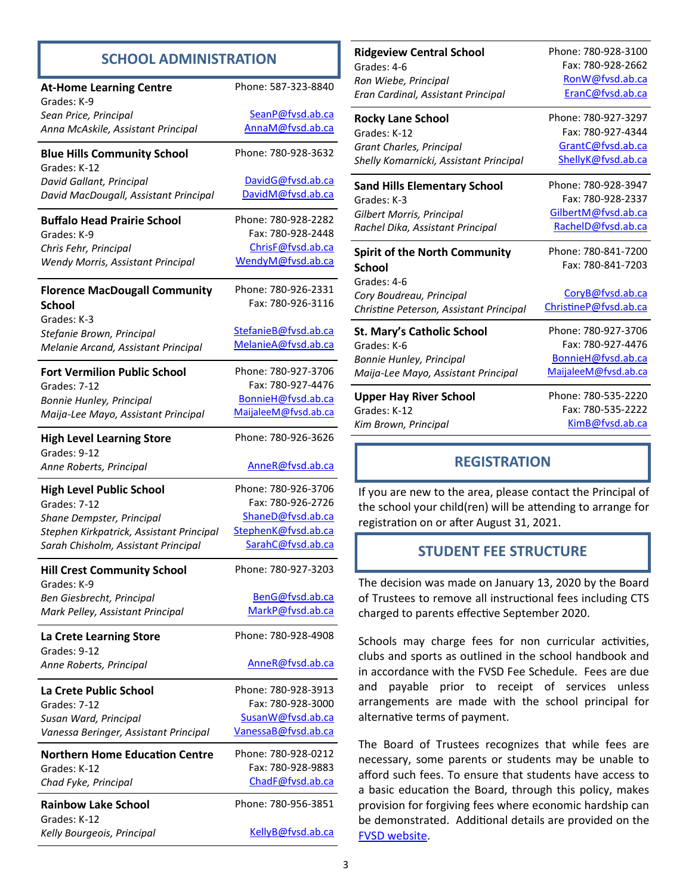## SCHOOL ADMINISTRATION

**At-Home Learning Centre**
Grades: K-9
*Sean Price, Principal* SeanP@fvsd.ab.ca
*Anna McAskile, Assistant Principal* AnnaM@fvsd.ab.ca
Phone: 587-323-8840

**Blue Hills Community School**
Grades: K-12
*David Gallant, Principal* DavidG@fvsd.ab.ca
*David MacDougall, Assistant Principal* DavidM@fvsd.ab.ca
Phone: 780-928-3632

**Buffalo Head Prairie School**
Grades: K-9
*Chris Fehr, Principal* ChrisF@fvsd.ab.ca
*Wendy Morris, Assistant Principal* WendyM@fvsd.ab.ca
Phone: 780-928-2282
Fax: 780-928-2448

**Florence MacDougall Community School**
Grades: K-3
*Stefanie Brown, Principal* StefanieB@fvsd.ab.ca
*Melanie Arcand, Assistant Principal* MelanieA@fvsd.ab.ca
Phone: 780-926-2331
Fax: 780-926-3116

**Fort Vermilion Public School**
Grades: 7-12
*Bonnie Hunley, Principal* BonnieH@fvsd.ab.ca
*Maija-Lee Mayo, Assistant Principal* MaijaleeM@fvsd.ab.ca
Phone: 780-927-3706
Fax: 780-927-4476

**High Level Learning Store**
Grades: 9-12
*Anne Roberts, Principal* AnneR@fvsd.ab.ca
Phone: 780-926-3626

**High Level Public School**
Grades: 7-12
*Shane Dempster, Principal* ShaneD@fvsd.ab.ca
*Stephen Kirkpatrick, Assistant Principal* StephenK@fvsd.ab.ca
*Sarah Chisholm, Assistant Principal* SarahC@fvsd.ab.ca
Phone: 780-926-3706
Fax: 780-926-2726

**Hill Crest Community School**
Grades: K-9
*Ben Giesbrecht, Principal* BenG@fvsd.ab.ca
*Mark Pelley, Assistant Principal* MarkP@fvsd.ab.ca
Phone: 780-927-3203

**La Crete Learning Store**
Grades: 9-12
*Anne Roberts, Principal* AnneR@fvsd.ab.ca
Phone: 780-928-4908

**La Crete Public School**
Grades: 7-12
*Susan Ward, Principal* SusanW@fvsd.ab.ca
*Vanessa Beringer, Assistant Principal* VanessaB@fvsd.ab.ca
Phone: 780-928-3913
Fax: 780-928-3000

**Northern Home Education Centre**
Grades: K-12
*Chad Fyke, Principal* ChadF@fvsd.ab.ca
Phone: 780-928-0212
Fax: 780-928-9883

**Rainbow Lake School**
Grades: K-12
*Kelly Bourgeois, Principal* KellyB@fvsd.ab.ca
Phone: 780-956-3851

**Ridgeview Central School**
Grades: 4-6
*Ron Wiebe, Principal* RonW@fvsd.ab.ca
*Eran Cardinal, Assistant Principal* EranC@fvsd.ab.ca
Phone: 780-928-3100
Fax: 780-928-2662

**Rocky Lane School**
Grades: K-12
*Grant Charles, Principal* GrantC@fvsd.ab.ca
*Shelly Komarnicki, Assistant Principal* ShellyK@fvsd.ab.ca
Phone: 780-927-3297
Fax: 780-927-4344

**Sand Hills Elementary School**
Grades: K-3
*Gilbert Morris, Principal* GilbertM@fvsd.ab.ca
*Rachel Dika, Assistant Principal* RachelD@fvsd.ab.ca
Phone: 780-928-3947
Fax: 780-928-2337

**Spirit of the North Community School**
Grades: 4-6
*Cory Boudreau, Principal* CoryB@fvsd.ab.ca
*Christine Peterson, Assistant Principal* ChristineP@fvsd.ab.ca
Phone: 780-841-7200
Fax: 780-841-7203

**St. Mary's Catholic School**
Grades: K-6
*Bonnie Hunley, Principal* BonnieH@fvsd.ab.ca
*Maija-Lee Mayo, Assistant Principal* MaijaleeM@fvsd.ab.ca
Phone: 780-927-3706
Fax: 780-927-4476

**Upper Hay River School**
Grades: K-12
*Kim Brown, Principal* KimB@fvsd.ab.ca
Phone: 780-535-2220
Fax: 780-535-2222

## REGISTRATION

If you are new to the area, please contact the Principal of the school your child(ren) will be attending to arrange for registration on or after August 31, 2021.

## STUDENT FEE STRUCTURE

The decision was made on January 13, 2020 by the Board of Trustees to remove all instructional fees including CTS charged to parents effective September 2020.

Schools may charge fees for non curricular activities, clubs and sports as outlined in the school handbook and in accordance with the FVSD Fee Schedule. Fees are due and payable prior to receipt of services unless arrangements are made with the school principal for alternative terms of payment.

The Board of Trustees recognizes that while fees are necessary, some parents or students may be unable to afford such fees. To ensure that students have access to a basic education the Board, through this policy, makes provision for forgiving fees where economic hardship can be demonstrated. Additional details are provided on the FVSD website.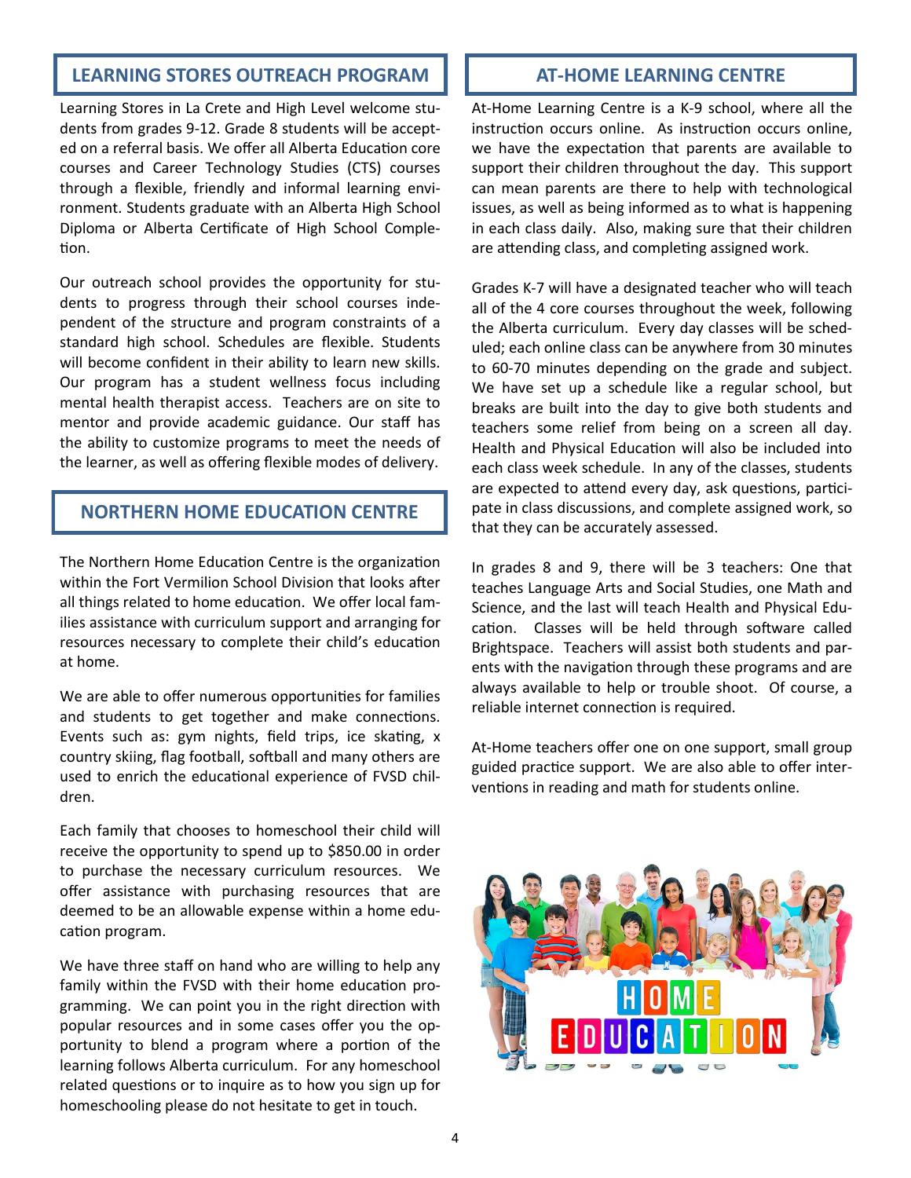## LEARNING STORES OUTREACH PROGRAM

Learning Stores in La Crete and High Level welcome students from grades 9-12. Grade 8 students will be accepted on a referral basis. We offer all Alberta Education core courses and Career Technology Studies (CTS) courses through a flexible, friendly and informal learning environment. Students graduate with an Alberta High School Diploma or Alberta Certificate of High School Completion.

Our outreach school provides the opportunity for students to progress through their school courses independent of the structure and program constraints of a standard high school. Schedules are flexible. Students will become confident in their ability to learn new skills. Our program has a student wellness focus including mental health therapist access. Teachers are on site to mentor and provide academic guidance. Our staff has the ability to customize programs to meet the needs of the learner, as well as offering flexible modes of delivery.

## NORTHERN HOME EDUCATION CENTRE

The Northern Home Education Centre is the organization within the Fort Vermilion School Division that looks after all things related to home education. We offer local families assistance with curriculum support and arranging for resources necessary to complete their child's education at home.

We are able to offer numerous opportunities for families and students to get together and make connections. Events such as: gym nights, field trips, ice skating, x country skiing, flag football, softball and many others are used to enrich the educational experience of FVSD children.

Each family that chooses to homeschool their child will receive the opportunity to spend up to $850.00 in order to purchase the necessary curriculum resources. We offer assistance with purchasing resources that are deemed to be an allowable expense within a home education program.

We have three staff on hand who are willing to help any family within the FVSD with their home education programming. We can point you in the right direction with popular resources and in some cases offer you the opportunity to blend a program where a portion of the learning follows Alberta curriculum. For any homeschool related questions or to inquire as to how you sign up for homeschooling please do not hesitate to get in touch.

## AT-HOME LEARNING CENTRE

At-Home Learning Centre is a K-9 school, where all the instruction occurs online. As instruction occurs online, we have the expectation that parents are available to support their children throughout the day. This support can mean parents are there to help with technological issues, as well as being informed as to what is happening in each class daily. Also, making sure that their children are attending class, and completing assigned work.

Grades K-7 will have a designated teacher who will teach all of the 4 core courses throughout the week, following the Alberta curriculum. Every day classes will be scheduled; each online class can be anywhere from 30 minutes to 60-70 minutes depending on the grade and subject. We have set up a schedule like a regular school, but breaks are built into the day to give both students and teachers some relief from being on a screen all day. Health and Physical Education will also be included into each class week schedule. In any of the classes, students are expected to attend every day, ask questions, participate in class discussions, and complete assigned work, so that they can be accurately assessed.

In grades 8 and 9, there will be 3 teachers: One that teaches Language Arts and Social Studies, one Math and Science, and the last will teach Health and Physical Education. Classes will be held through software called Brightspace. Teachers will assist both students and parents with the navigation through these programs and are always available to help or trouble shoot. Of course, a reliable internet connection is required.

At-Home teachers offer one on one support, small group guided practice support. We are also able to offer interventions in reading and math for students online.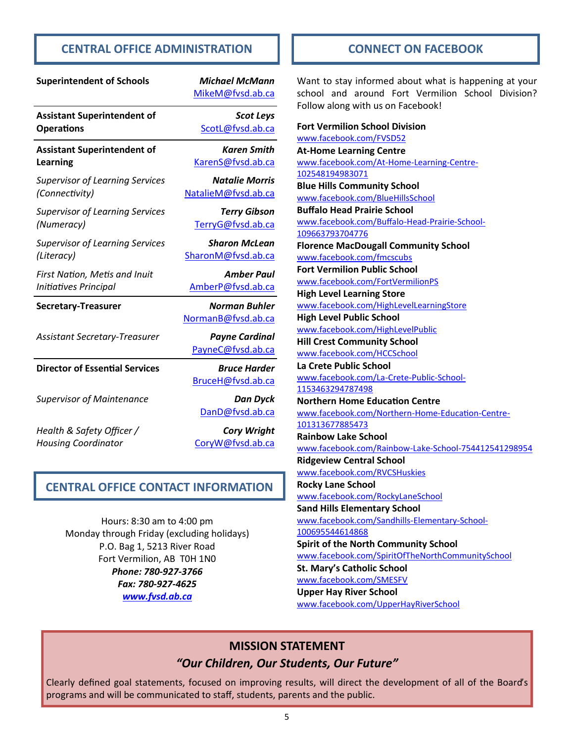## CENTRAL OFFICE ADMINISTRATION

| Position | Name / Email |
| --- | --- |
| **Superintendent of Schools** | ***Michael McMann*** MikeM@fvsd.ab.ca |
| **Assistant Superintendent of Operations** | ***Scot Leys*** ScotL@fvsd.ab.ca |
| **Assistant Superintendent of Learning** | ***Karen Smith*** KarenS@fvsd.ab.ca |
| *Supervisor of Learning Services (Connectivity)* | ***Natalie Morris*** NatalieM@fvsd.ab.ca |
| *Supervisor of Learning Services (Numeracy)* | ***Terry Gibson*** TerryG@fvsd.ab.ca |
| *Supervisor of Learning Services (Literacy)* | ***Sharon McLean*** SharonM@fvsd.ab.ca |
| *First Nation, Metis and Inuit Initiatives Principal* | ***Amber Paul*** AmberP@fvsd.ab.ca |
| **Secretary-Treasurer** | ***Norman Buhler*** NormanB@fvsd.ab.ca |
| *Assistant Secretary-Treasurer* | ***Payne Cardinal*** PayneC@fvsd.ab.ca |
| **Director of Essential Services** | ***Bruce Harder*** BruceH@fvsd.ab.ca |
| *Supervisor of Maintenance* | ***Dan Dyck*** DanD@fvsd.ab.ca |
| *Health & Safety Officer / Housing Coordinator* | ***Cory Wright*** CoryW@fvsd.ab.ca |

## CENTRAL OFFICE CONTACT INFORMATION

Hours: 8:30 am to 4:00 pm
Monday through Friday (excluding holidays)
P.O. Bag 1, 5213 River Road
Fort Vermilion, AB T0H 1N0
***Phone: 780-927-3766***
***Fax: 780-927-4625***
***www.fvsd.ab.ca***

## CONNECT ON FACEBOOK

Want to stay informed about what is happening at your school and around Fort Vermilion School Division? Follow along with us on Facebook!

**Fort Vermilion School Division**
www.facebook.com/FVSD52

**At-Home Learning Centre**
www.facebook.com/At-Home-Learning-Centre-102548194983071

**Blue Hills Community School**
www.facebook.com/BlueHillsSchool

**Buffalo Head Prairie School**
www.facebook.com/Buffalo-Head-Prairie-School-109663793704776

**Florence MacDougall Community School**
www.facebook.com/fmcscubs

**Fort Vermilion Public School**
www.facebook.com/FortVermilionPS

**High Level Learning Store**
www.facebook.com/HighLevelLearningStore

**High Level Public School**
www.facebook.com/HighLevelPublic

**Hill Crest Community School**
www.facebook.com/HCCSchool

**La Crete Public School**
www.facebook.com/La-Crete-Public-School-1153463294787498

**Northern Home Education Centre**
www.facebook.com/Northern-Home-Education-Centre-101313677885473

**Rainbow Lake School**
www.facebook.com/Rainbow-Lake-School-754412541298954

**Ridgeview Central School**
www.facebook.com/RVCSHuskies

**Rocky Lane School**
www.facebook.com/RockyLaneSchool

**Sand Hills Elementary School**
www.facebook.com/Sandhills-Elementary-School-100695544614868

**Spirit of the North Community School**
www.facebook.com/SpiritOfTheNorthCommunitySchool

**St. Mary's Catholic School**
www.facebook.com/SMESFV

**Upper Hay River School**
www.facebook.com/UpperHayRiverSchool

## MISSION STATEMENT

### *"Our Children, Our Students, Our Future"*

Clearly defined goal statements, focused on improving results, will direct the development of all of the Board's programs and will be communicated to staff, students, parents and the public.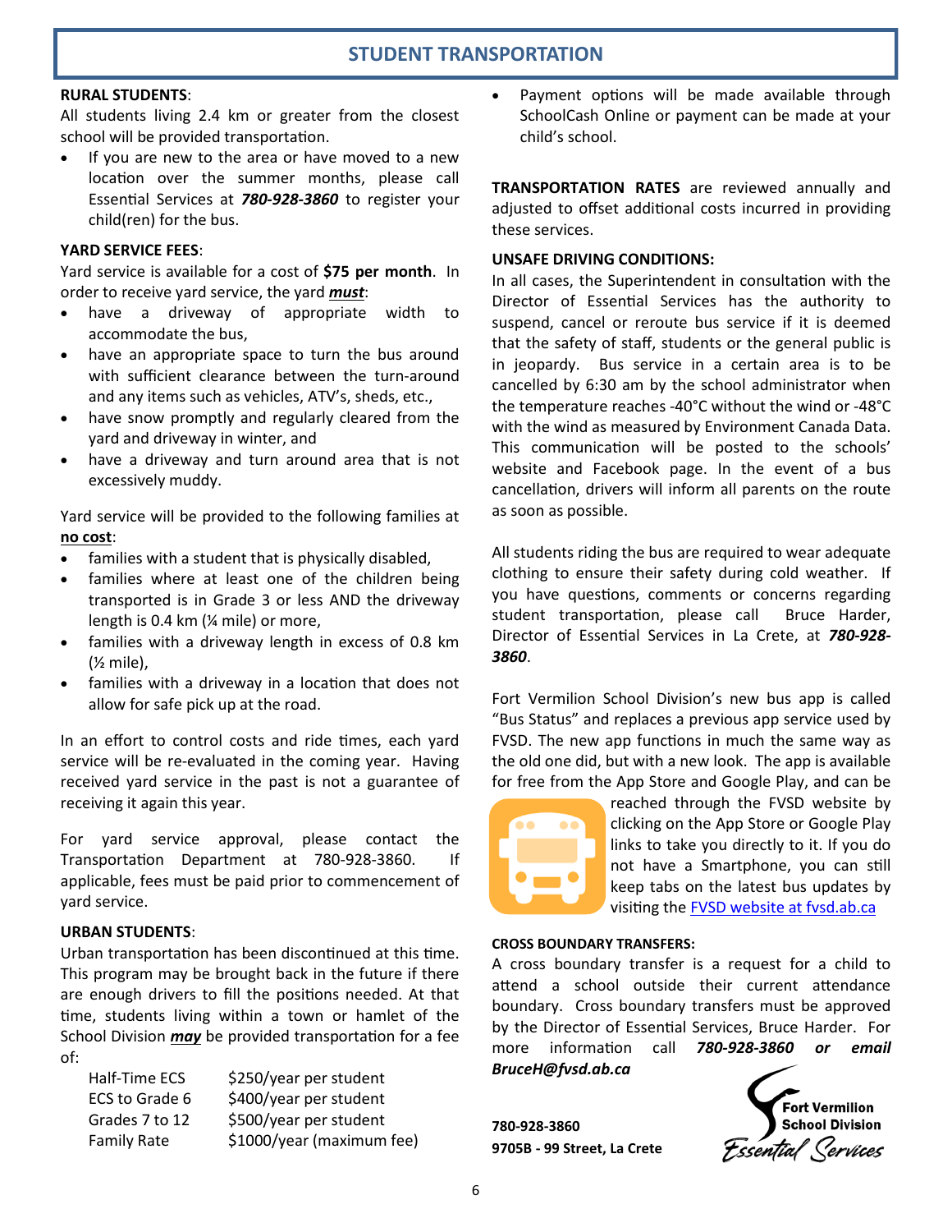# STUDENT TRANSPORTATION

**RURAL STUDENTS**:
All students living 2.4 km or greater from the closest school will be provided transportation.

- If you are new to the area or have moved to a new location over the summer months, please call Essential Services at ***780-928-3860*** to register your child(ren) for the bus.

**YARD SERVICE FEES**:
Yard service is available for a cost of **$75 per month**. In order to receive yard service, the yard ***must***:

- have a driveway of appropriate width to accommodate the bus,
- have an appropriate space to turn the bus around with sufficient clearance between the turn-around and any items such as vehicles, ATV's, sheds, etc.,
- have snow promptly and regularly cleared from the yard and driveway in winter, and
- have a driveway and turn around area that is not excessively muddy.

Yard service will be provided to the following families at **no cost**:

- families with a student that is physically disabled,
- families where at least one of the children being transported is in Grade 3 or less AND the driveway length is 0.4 km (¼ mile) or more,
- families with a driveway length in excess of 0.8 km (½ mile),
- families with a driveway in a location that does not allow for safe pick up at the road.

In an effort to control costs and ride times, each yard service will be re-evaluated in the coming year. Having received yard service in the past is not a guarantee of receiving it again this year.

For yard service approval, please contact the Transportation Department at 780-928-3860. If applicable, fees must be paid prior to commencement of yard service.

**URBAN STUDENTS**:
Urban transportation has been discontinued at this time. This program may be brought back in the future if there are enough drivers to fill the positions needed. At that time, students living within a town or hamlet of the School Division ***may*** be provided transportation for a fee of:

| | |
|---|---|
| Half-Time ECS | $250/year per student |
| ECS to Grade 6 | $400/year per student |
| Grades 7 to 12 | $500/year per student |
| Family Rate | $1000/year (maximum fee) |

- Payment options will be made available through SchoolCash Online or payment can be made at your child's school.

**TRANSPORTATION RATES** are reviewed annually and adjusted to offset additional costs incurred in providing these services.

**UNSAFE DRIVING CONDITIONS:**
In all cases, the Superintendent in consultation with the Director of Essential Services has the authority to suspend, cancel or reroute bus service if it is deemed that the safety of staff, students or the general public is in jeopardy. Bus service in a certain area is to be cancelled by 6:30 am by the school administrator when the temperature reaches -40°C without the wind or -48°C with the wind as measured by Environment Canada Data. This communication will be posted to the schools' website and Facebook page. In the event of a bus cancellation, drivers will inform all parents on the route as soon as possible.

All students riding the bus are required to wear adequate clothing to ensure their safety during cold weather. If you have questions, comments or concerns regarding student transportation, please call Bruce Harder, Director of Essential Services in La Crete, at ***780-928-3860***.

Fort Vermilion School Division's new bus app is called "Bus Status" and replaces a previous app service used by FVSD. The new app functions in much the same way as the old one did, but with a new look. The app is available for free from the App Store and Google Play, and can be reached through the FVSD website by clicking on the App Store or Google Play links to take you directly to it. If you do not have a Smartphone, you can still keep tabs on the latest bus updates by visiting the [FVSD website at fvsd.ab.ca](fvsd.ab.ca)

**CROSS BOUNDARY TRANSFERS:**
A cross boundary transfer is a request for a child to attend a school outside their current attendance boundary. Cross boundary transfers must be approved by the Director of Essential Services, Bruce Harder. For more information call ***780-928-3860 or email BruceH@fvsd.ab.ca***

**780-928-3860**
**9705B - 99 Street, La Crete**

Fort Vermilion School Division
Essential Services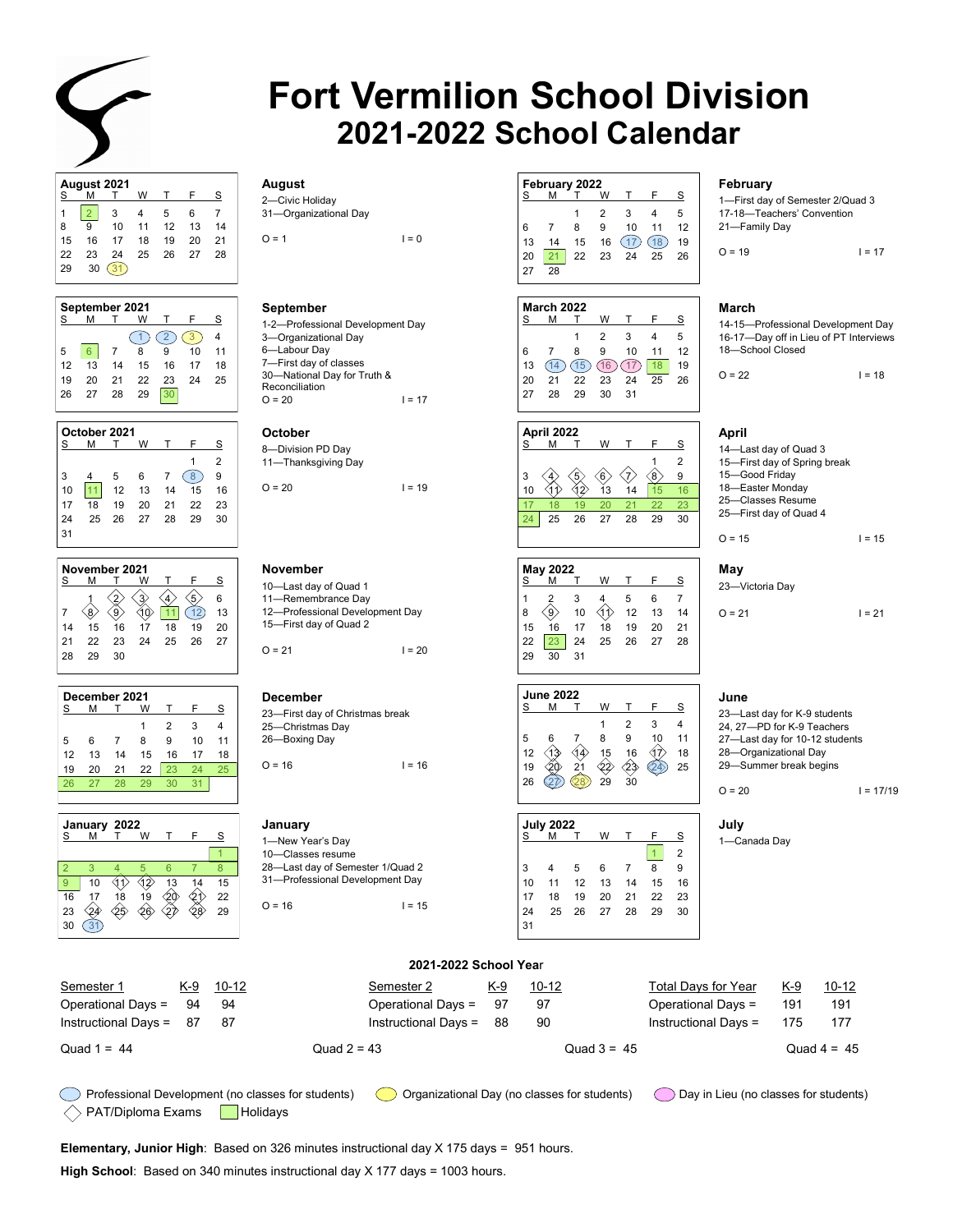# Fort Vermilion School Division

## 2021-2022 School Calendar

### August 2021

| S | M | T | W | T | F | S |
|---|---|---|---|---|---|---|
| 1 | 2 | 3 | 4 | 5 | 6 | 7 |
| 8 | 9 | 10 | 11 | 12 | 13 | 14 |
| 15 | 16 | 17 | 18 | 19 | 20 | 21 |
| 22 | 23 | 24 | 25 | 26 | 27 | 28 |
| 29 | 30 | 31 | | | | |

**August**

2—Civic Holiday
31—Organizational Day

O = 1 I = 0

### September 2021

| S | M | T | W | T | F | S |
|---|---|---|---|---|---|---|
| | | | 1 | 2 | 3 | 4 |
| 5 | 6 | 7 | 8 | 9 | 10 | 11 |
| 12 | 13 | 14 | 15 | 16 | 17 | 18 |
| 19 | 20 | 21 | 22 | 23 | 24 | 25 |
| 26 | 27 | 28 | 29 | 30 | | |

**September**

1-2—Professional Development Day
3—Organizational Day
6—Labour Day
7—First day of classes
30—National Day for Truth & Reconciliation

O = 20 I = 17

### October 2021

| S | M | T | W | T | F | S |
|---|---|---|---|---|---|---|
| | | | | | 1 | 2 |
| 3 | 4 | 5 | 6 | 7 | 8 | 9 |
| 10 | 11 | 12 | 13 | 14 | 15 | 16 |
| 17 | 18 | 19 | 20 | 21 | 22 | 23 |
| 24 | 25 | 26 | 27 | 28 | 29 | 30 |
| 31 | | | | | | |

**October**

8—Division PD Day
11—Thanksgiving Day

O = 20 I = 19

### November 2021

| S | M | T | W | T | F | S |
|---|---|---|---|---|---|---|
| | 1 | 2 | 3 | 4 | 5 | 6 |
| 7 | 8 | 9 | 10 | 11 | 12 | 13 |
| 14 | 15 | 16 | 17 | 18 | 19 | 20 |
| 21 | 22 | 23 | 24 | 25 | 26 | 27 |
| 28 | 29 | 30 | | | | |

**November**

10—Last day of Quad 1
11—Remembrance Day
12—Professional Development Day
15—First day of Quad 2

O = 21 I = 20

### December 2021

| S | M | T | W | T | F | S |
|---|---|---|---|---|---|---|
| | | | 1 | 2 | 3 | 4 |
| 5 | 6 | 7 | 8 | 9 | 10 | 11 |
| 12 | 13 | 14 | 15 | 16 | 17 | 18 |
| 19 | 20 | 21 | 22 | 23 | 24 | 25 |
| 26 | 27 | 28 | 29 | 30 | 31 | |

**December**

23—First day of Christmas break
25—Christmas Day
26—Boxing Day

O = 16 I = 16

### January 2022

| S | M | T | W | T | F | S |
|---|---|---|---|---|---|---|
| | | | | | | 1 |
| 2 | 3 | 4 | 5 | 6 | 7 | 8 |
| 9 | 10 | 11 | 12 | 13 | 14 | 15 |
| 16 | 17 | 18 | 19 | 20 | 21 | 22 |
| 23 | 24 | 25 | 26 | 27 | 28 | 29 |
| 30 | 31 | | | | | |

**January**

1—New Year's Day
10—Classes resume
28—Last day of Semester 1/Quad 2
31—Professional Development Day

O = 16 I = 15

### February 2022

| S | M | T | W | T | F | S |
|---|---|---|---|---|---|---|
| | | 1 | 2 | 3 | 4 | 5 |
| 6 | 7 | 8 | 9 | 10 | 11 | 12 |
| 13 | 14 | 15 | 16 | 17 | 18 | 19 |
| 20 | 21 | 22 | 23 | 24 | 25 | 26 |
| 27 | 28 | | | | | |

**February**

1—First day of Semester 2/Quad 3
17-18—Teachers' Convention
21—Family Day

O = 19 I = 17

### March 2022

| S | M | T | W | T | F | S |
|---|---|---|---|---|---|---|
| | | 1 | 2 | 3 | 4 | 5 |
| 6 | 7 | 8 | 9 | 10 | 11 | 12 |
| 13 | 14 | 15 | 16 | 17 | 18 | 19 |
| 20 | 21 | 22 | 23 | 24 | 25 | 26 |
| 27 | 28 | 29 | 30 | 31 | | |

**March**

14-15—Professional Development Day
16-17—Day off in Lieu of PT Interviews
18—School Closed

O = 22 I = 18

### April 2022

| S | M | T | W | T | F | S |
|---|---|---|---|---|---|---|
| | | | | | 1 | 2 |
| 3 | 4 | 5 | 6 | 7 | 8 | 9 |
| 10 | 11 | 12 | 13 | 14 | 15 | 16 |
| 17 | 18 | 19 | 20 | 21 | 22 | 23 |
| 24 | 25 | 26 | 27 | 28 | 29 | 30 |

**April**

14—Last day of Quad 3
15—First day of Spring break
15—Good Friday
18—Easter Monday
25—Classes Resume
25—First day of Quad 4

O = 15 I = 15

### May 2022

| S | M | T | W | T | F | S |
|---|---|---|---|---|---|---|
| 1 | 2 | 3 | 4 | 5 | 6 | 7 |
| 8 | 9 | 10 | 11 | 12 | 13 | 14 |
| 15 | 16 | 17 | 18 | 19 | 20 | 21 |
| 22 | 23 | 24 | 25 | 26 | 27 | 28 |
| 29 | 30 | 31 | | | | |

**May**

23—Victoria Day

O = 21 I = 21

### June 2022

| S | M | T | W | T | F | S |
|---|---|---|---|---|---|---|
| | | | 1 | 2 | 3 | 4 |
| 5 | 6 | 7 | 8 | 9 | 10 | 11 |
| 12 | 13 | 14 | 15 | 16 | 17 | 18 |
| 19 | 20 | 21 | 22 | 23 | 24 | 25 |
| 26 | 27 | 28 | 29 | 30 | | |

**June**

23—Last day for K-9 students
24, 27—PD for K-9 Teachers
27—Last day for 10-12 students
28—Organizational Day
29—Summer break begins

O = 20 I = 17/19

### July 2022

| S | M | T | W | T | F | S |
|---|---|---|---|---|---|---|
| | | | | | 1 | 2 |
| 3 | 4 | 5 | 6 | 7 | 8 | 9 |
| 10 | 11 | 12 | 13 | 14 | 15 | 16 |
| 17 | 18 | 19 | 20 | 21 | 22 | 23 |
| 24 | 25 | 26 | 27 | 28 | 29 | 30 |
| 31 | | | | | | |

**July**

1—Canada Day

## 2021-2022 School Year

| Semester 1 | K-9 | 10-12 |
|---|---|---|
| Operational Days = | 94 | 94 |
| Instructional Days = | 87 | 87 |

| Semester 2 | K-9 | 10-12 |
|---|---|---|
| Operational Days = | 97 | 97 |
| Instructional Days = | 88 | 90 |

| Total Days for Year | K-9 | 10-12 |
|---|---|---|
| Operational Days = | 191 | 191 |
| Instructional Days = | 175 | 177 |

Quad 1 = 44  Quad 2 = 43  Quad 3 = 45  Quad 4 = 45

Professional Development (no classes for students)
Organizational Day (no classes for students)
Day in Lieu (no classes for students)
PAT/Diploma Exams
Holidays

**Elementary, Junior High**: Based on 326 minutes instructional day X 175 days = 951 hours.

**High School**: Based on 340 minutes instructional day X 177 days = 1003 hours.